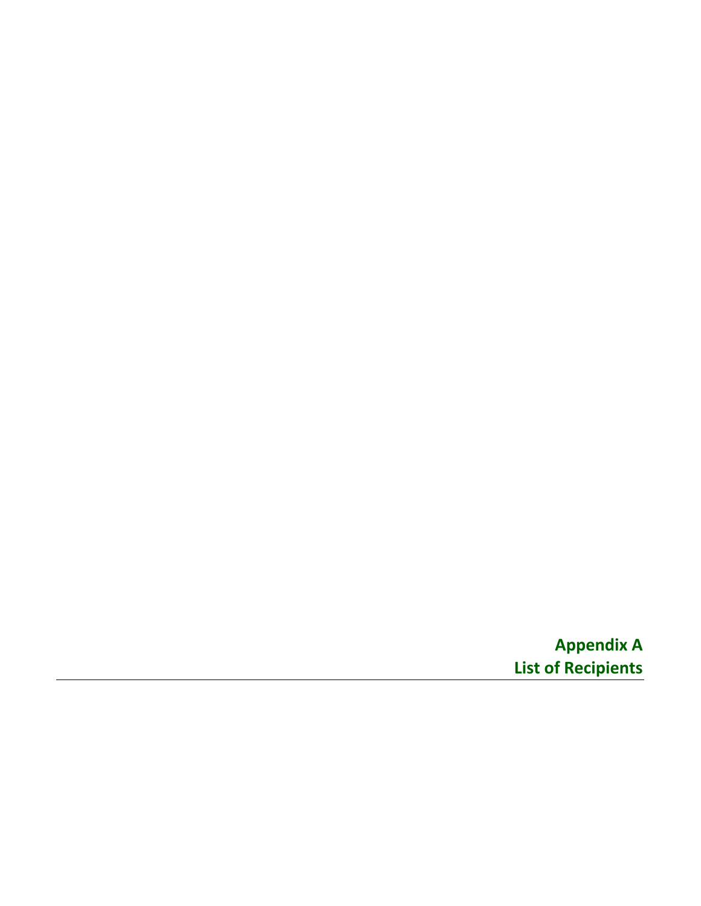# Appendix A
# List of Recipients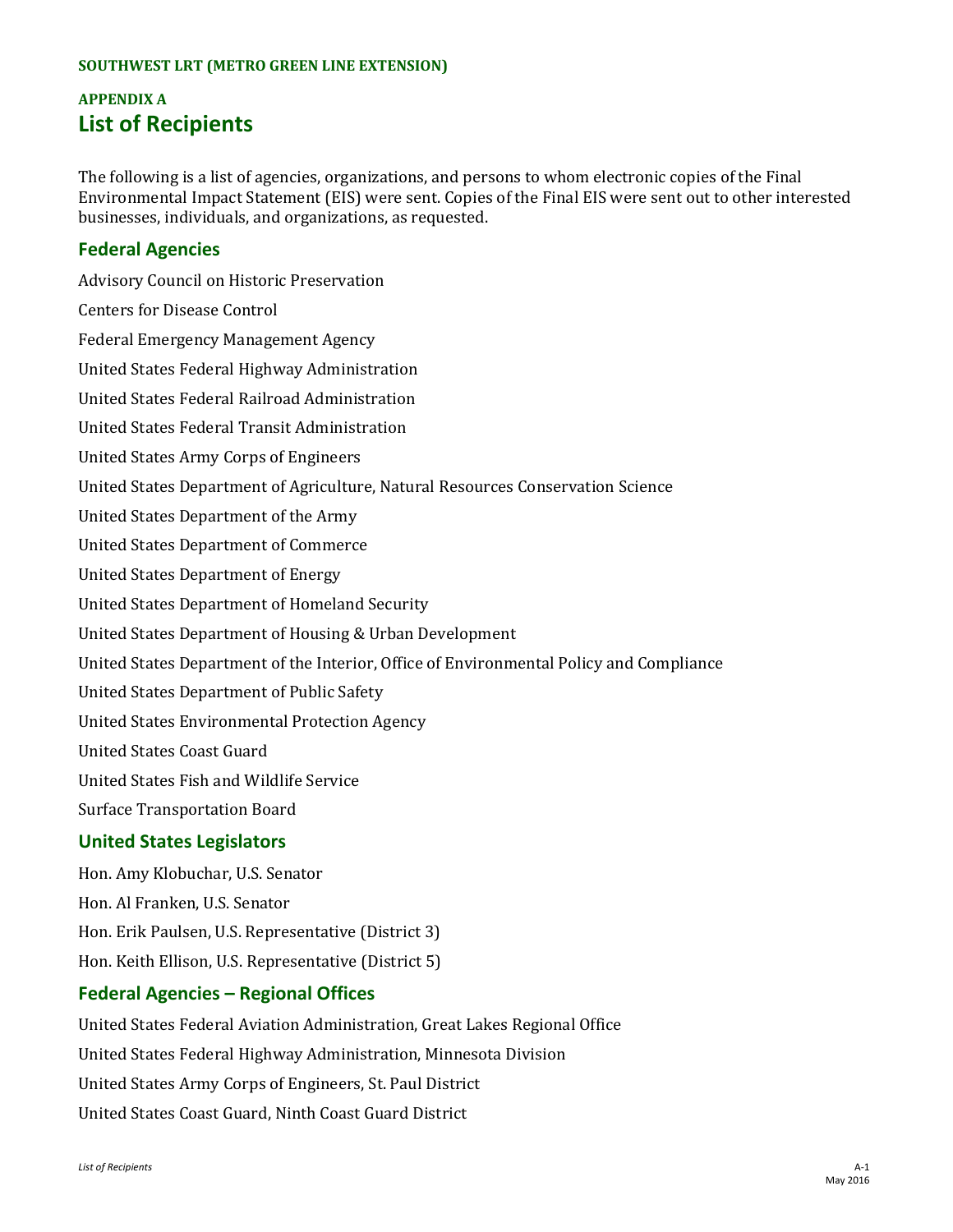## APPENDIX A

# List of Recipients

The following is a list of agencies, organizations, and persons to whom electronic copies of the Final Environmental Impact Statement (EIS) were sent. Copies of the Final EIS were sent out to other interested businesses, individuals, and organizations, as requested.

## Federal Agencies

Advisory Council on Historic Preservation

Centers for Disease Control

Federal Emergency Management Agency

United States Federal Highway Administration

United States Federal Railroad Administration

United States Federal Transit Administration

United States Army Corps of Engineers

United States Department of Agriculture, Natural Resources Conservation Science

United States Department of the Army

United States Department of Commerce

United States Department of Energy

United States Department of Homeland Security

United States Department of Housing & Urban Development

United States Department of the Interior, Office of Environmental Policy and Compliance

United States Department of Public Safety

United States Environmental Protection Agency

United States Coast Guard

United States Fish and Wildlife Service

Surface Transportation Board

## United States Legislators

Hon. Amy Klobuchar, U.S. Senator

Hon. Al Franken, U.S. Senator

Hon. Erik Paulsen, U.S. Representative (District 3)

Hon. Keith Ellison, U.S. Representative (District 5)

## Federal Agencies – Regional Offices

United States Federal Aviation Administration, Great Lakes Regional Office

United States Federal Highway Administration, Minnesota Division

United States Army Corps of Engineers, St. Paul District

United States Coast Guard, Ninth Coast Guard District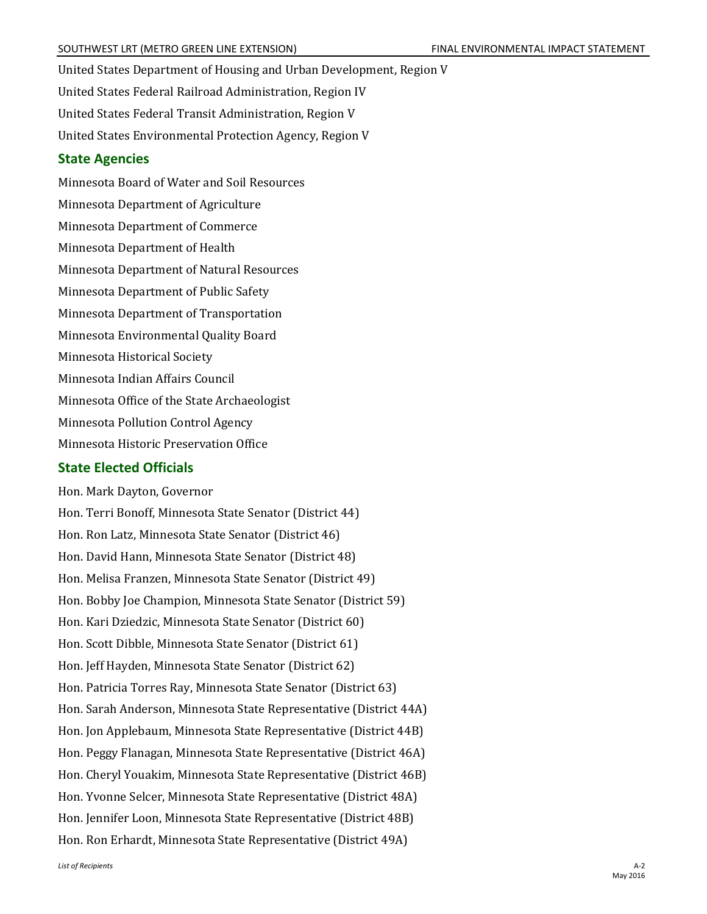United States Department of Housing and Urban Development, Region V

United States Federal Railroad Administration, Region IV

United States Federal Transit Administration, Region V

United States Environmental Protection Agency, Region V

## State Agencies

Minnesota Board of Water and Soil Resources

Minnesota Department of Agriculture

Minnesota Department of Commerce

Minnesota Department of Health

Minnesota Department of Natural Resources

Minnesota Department of Public Safety

Minnesota Department of Transportation

Minnesota Environmental Quality Board

Minnesota Historical Society

Minnesota Indian Affairs Council

Minnesota Office of the State Archaeologist

Minnesota Pollution Control Agency

Minnesota Historic Preservation Office

## State Elected Officials

Hon. Mark Dayton, Governor

Hon. Terri Bonoff, Minnesota State Senator (District 44)

Hon. Ron Latz, Minnesota State Senator (District 46)

Hon. David Hann, Minnesota State Senator (District 48)

Hon. Melisa Franzen, Minnesota State Senator (District 49)

Hon. Bobby Joe Champion, Minnesota State Senator (District 59)

Hon. Kari Dziedzic, Minnesota State Senator (District 60)

Hon. Scott Dibble, Minnesota State Senator (District 61)

Hon. Jeff Hayden, Minnesota State Senator (District 62)

Hon. Patricia Torres Ray, Minnesota State Senator (District 63)

Hon. Sarah Anderson, Minnesota State Representative (District 44A)

Hon. Jon Applebaum, Minnesota State Representative (District 44B)

Hon. Peggy Flanagan, Minnesota State Representative (District 46A)

Hon. Cheryl Youakim, Minnesota State Representative (District 46B)

Hon. Yvonne Selcer, Minnesota State Representative (District 48A)

Hon. Jennifer Loon, Minnesota State Representative (District 48B)

Hon. Ron Erhardt, Minnesota State Representative (District 49A)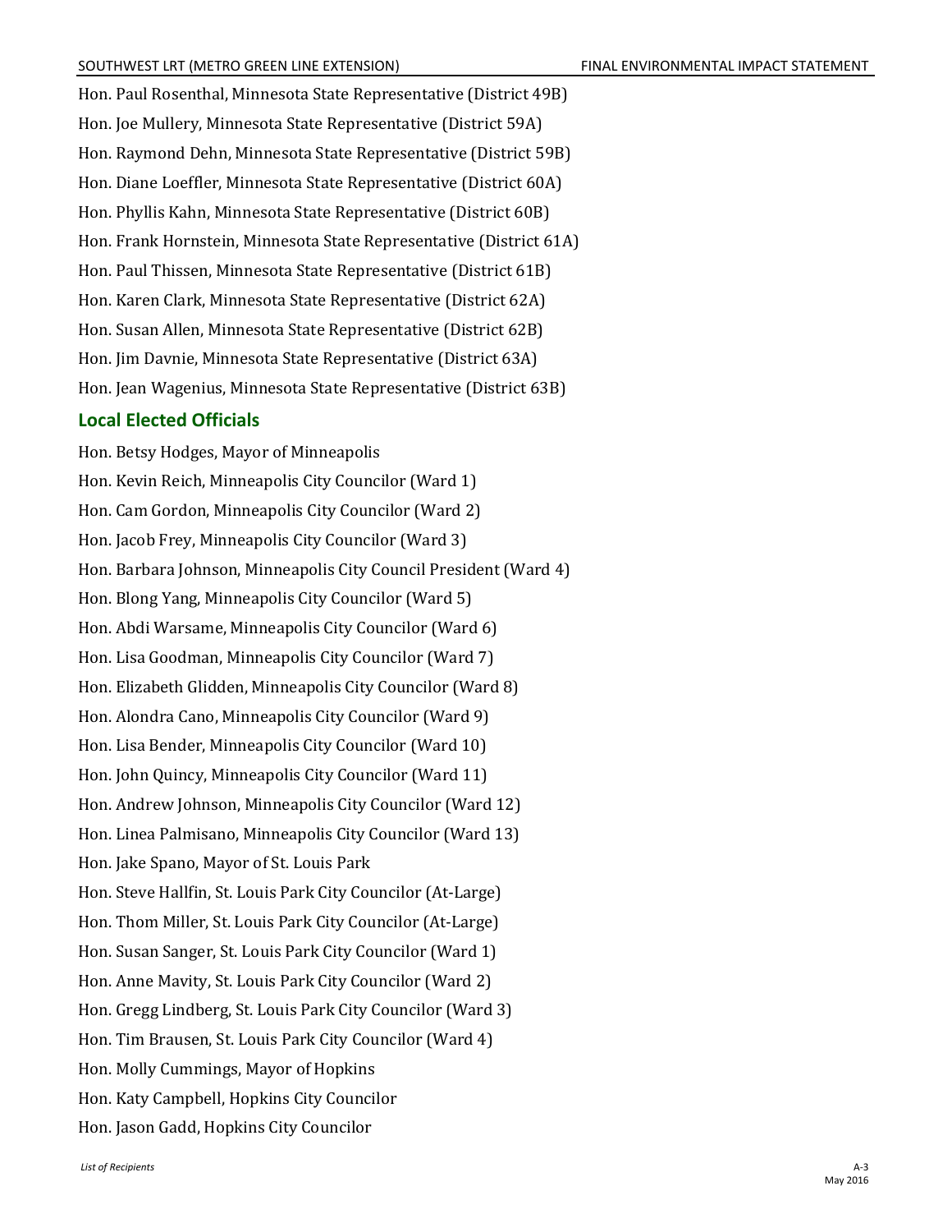Hon. Paul Rosenthal, Minnesota State Representative (District 49B)

Hon. Joe Mullery, Minnesota State Representative (District 59A)

Hon. Raymond Dehn, Minnesota State Representative (District 59B)

Hon. Diane Loeffler, Minnesota State Representative (District 60A)

Hon. Phyllis Kahn, Minnesota State Representative (District 60B)

Hon. Frank Hornstein, Minnesota State Representative (District 61A)

Hon. Paul Thissen, Minnesota State Representative (District 61B)

Hon. Karen Clark, Minnesota State Representative (District 62A)

Hon. Susan Allen, Minnesota State Representative (District 62B)

Hon. Jim Davnie, Minnesota State Representative (District 63A)

Hon. Jean Wagenius, Minnesota State Representative (District 63B)

## Local Elected Officials

Hon. Betsy Hodges, Mayor of Minneapolis

Hon. Kevin Reich, Minneapolis City Councilor (Ward 1)

Hon. Cam Gordon, Minneapolis City Councilor (Ward 2)

Hon. Jacob Frey, Minneapolis City Councilor (Ward 3)

Hon. Barbara Johnson, Minneapolis City Council President (Ward 4)

Hon. Blong Yang, Minneapolis City Councilor (Ward 5)

Hon. Abdi Warsame, Minneapolis City Councilor (Ward 6)

Hon. Lisa Goodman, Minneapolis City Councilor (Ward 7)

Hon. Elizabeth Glidden, Minneapolis City Councilor (Ward 8)

Hon. Alondra Cano, Minneapolis City Councilor (Ward 9)

Hon. Lisa Bender, Minneapolis City Councilor (Ward 10)

Hon. John Quincy, Minneapolis City Councilor (Ward 11)

Hon. Andrew Johnson, Minneapolis City Councilor (Ward 12)

Hon. Linea Palmisano, Minneapolis City Councilor (Ward 13)

Hon. Jake Spano, Mayor of St. Louis Park

Hon. Steve Hallfin, St. Louis Park City Councilor (At-Large)

Hon. Thom Miller, St. Louis Park City Councilor (At-Large)

Hon. Susan Sanger, St. Louis Park City Councilor (Ward 1)

Hon. Anne Mavity, St. Louis Park City Councilor (Ward 2)

Hon. Gregg Lindberg, St. Louis Park City Councilor (Ward 3)

Hon. Tim Brausen, St. Louis Park City Councilor (Ward 4)

Hon. Molly Cummings, Mayor of Hopkins

Hon. Katy Campbell, Hopkins City Councilor

Hon. Jason Gadd, Hopkins City Councilor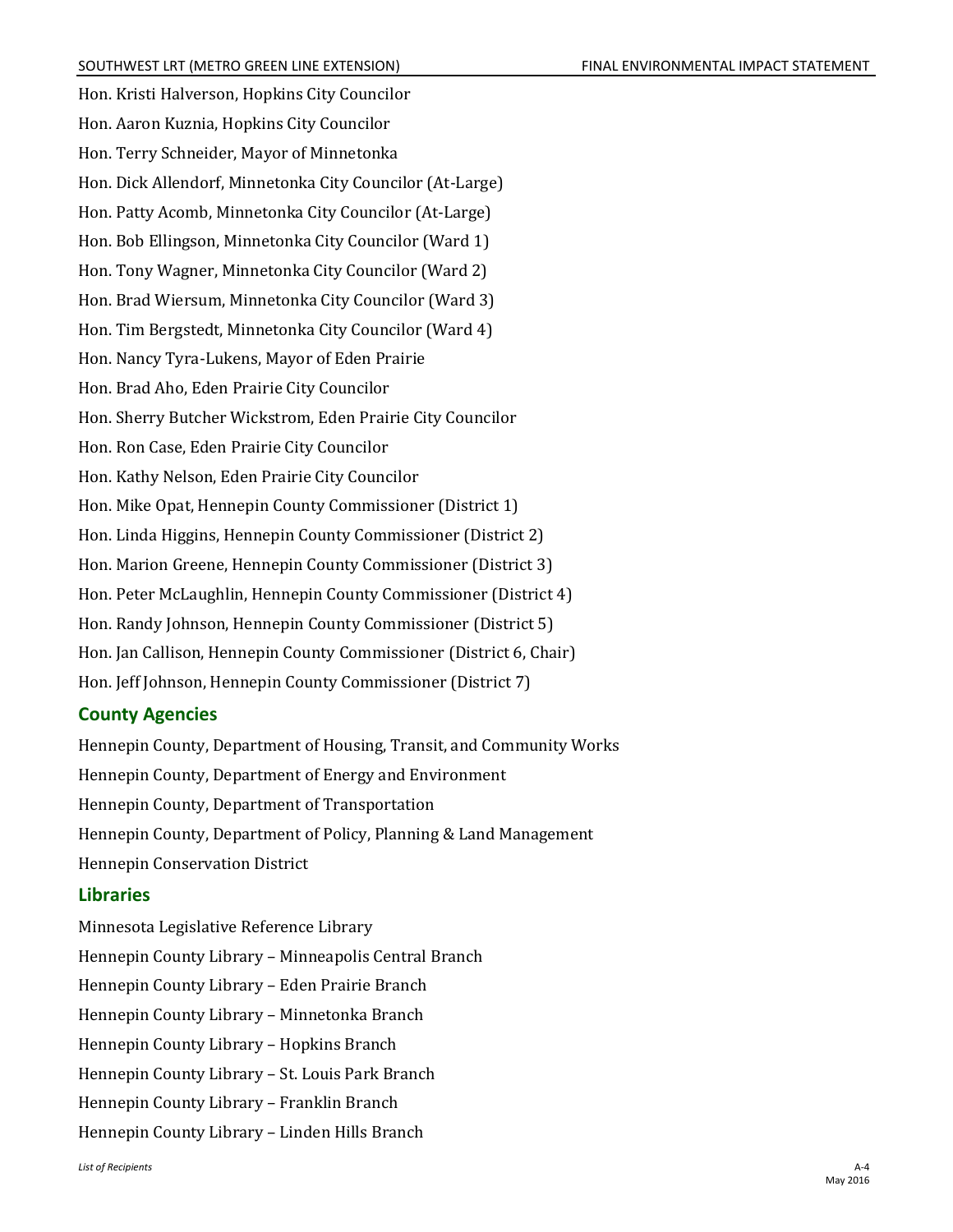Hon. Kristi Halverson, Hopkins City Councilor

Hon. Aaron Kuznia, Hopkins City Councilor

Hon. Terry Schneider, Mayor of Minnetonka

Hon. Dick Allendorf, Minnetonka City Councilor (At-Large)

Hon. Patty Acomb, Minnetonka City Councilor (At-Large)

Hon. Bob Ellingson, Minnetonka City Councilor (Ward 1)

Hon. Tony Wagner, Minnetonka City Councilor (Ward 2)

Hon. Brad Wiersum, Minnetonka City Councilor (Ward 3)

Hon. Tim Bergstedt, Minnetonka City Councilor (Ward 4)

Hon. Nancy Tyra-Lukens, Mayor of Eden Prairie

Hon. Brad Aho, Eden Prairie City Councilor

Hon. Sherry Butcher Wickstrom, Eden Prairie City Councilor

Hon. Ron Case, Eden Prairie City Councilor

Hon. Kathy Nelson, Eden Prairie City Councilor

Hon. Mike Opat, Hennepin County Commissioner (District 1)

Hon. Linda Higgins, Hennepin County Commissioner (District 2)

Hon. Marion Greene, Hennepin County Commissioner (District 3)

Hon. Peter McLaughlin, Hennepin County Commissioner (District 4)

Hon. Randy Johnson, Hennepin County Commissioner (District 5)

Hon. Jan Callison, Hennepin County Commissioner (District 6, Chair)

Hon. Jeff Johnson, Hennepin County Commissioner (District 7)

## County Agencies

Hennepin County, Department of Housing, Transit, and Community Works

Hennepin County, Department of Energy and Environment

Hennepin County, Department of Transportation

Hennepin County, Department of Policy, Planning & Land Management

Hennepin Conservation District

## Libraries

Minnesota Legislative Reference Library

Hennepin County Library – Minneapolis Central Branch

Hennepin County Library – Eden Prairie Branch

Hennepin County Library – Minnetonka Branch

Hennepin County Library – Hopkins Branch

Hennepin County Library – St. Louis Park Branch

Hennepin County Library – Franklin Branch

Hennepin County Library – Linden Hills Branch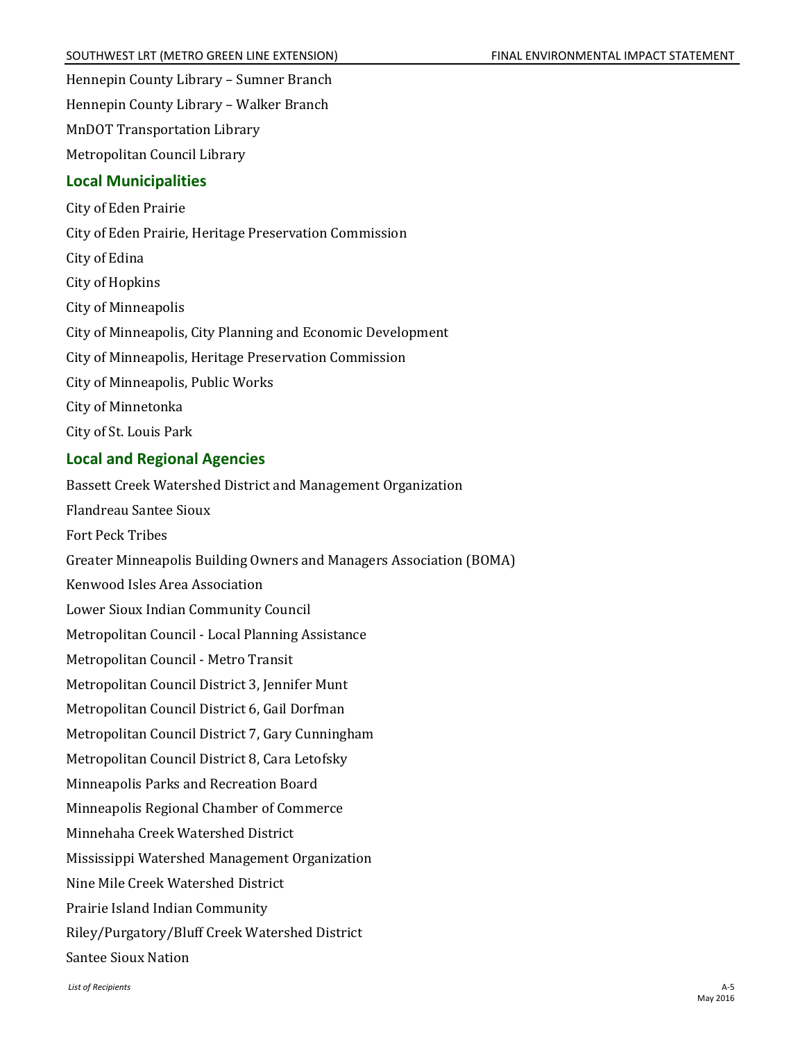Hennepin County Library – Sumner Branch

Hennepin County Library – Walker Branch

MnDOT Transportation Library

Metropolitan Council Library

## Local Municipalities

City of Eden Prairie

City of Eden Prairie, Heritage Preservation Commission

City of Edina

City of Hopkins

City of Minneapolis

City of Minneapolis, City Planning and Economic Development

City of Minneapolis, Heritage Preservation Commission

City of Minneapolis, Public Works

City of Minnetonka

City of St. Louis Park

## Local and Regional Agencies

Bassett Creek Watershed District and Management Organization

Flandreau Santee Sioux

Fort Peck Tribes

Greater Minneapolis Building Owners and Managers Association (BOMA)

Kenwood Isles Area Association

Lower Sioux Indian Community Council

Metropolitan Council - Local Planning Assistance

Metropolitan Council - Metro Transit

Metropolitan Council District 3, Jennifer Munt

Metropolitan Council District 6, Gail Dorfman

Metropolitan Council District 7, Gary Cunningham

Metropolitan Council District 8, Cara Letofsky

Minneapolis Parks and Recreation Board

Minneapolis Regional Chamber of Commerce

Minnehaha Creek Watershed District

Mississippi Watershed Management Organization

Nine Mile Creek Watershed District

Prairie Island Indian Community

Riley/Purgatory/Bluff Creek Watershed District

Santee Sioux Nation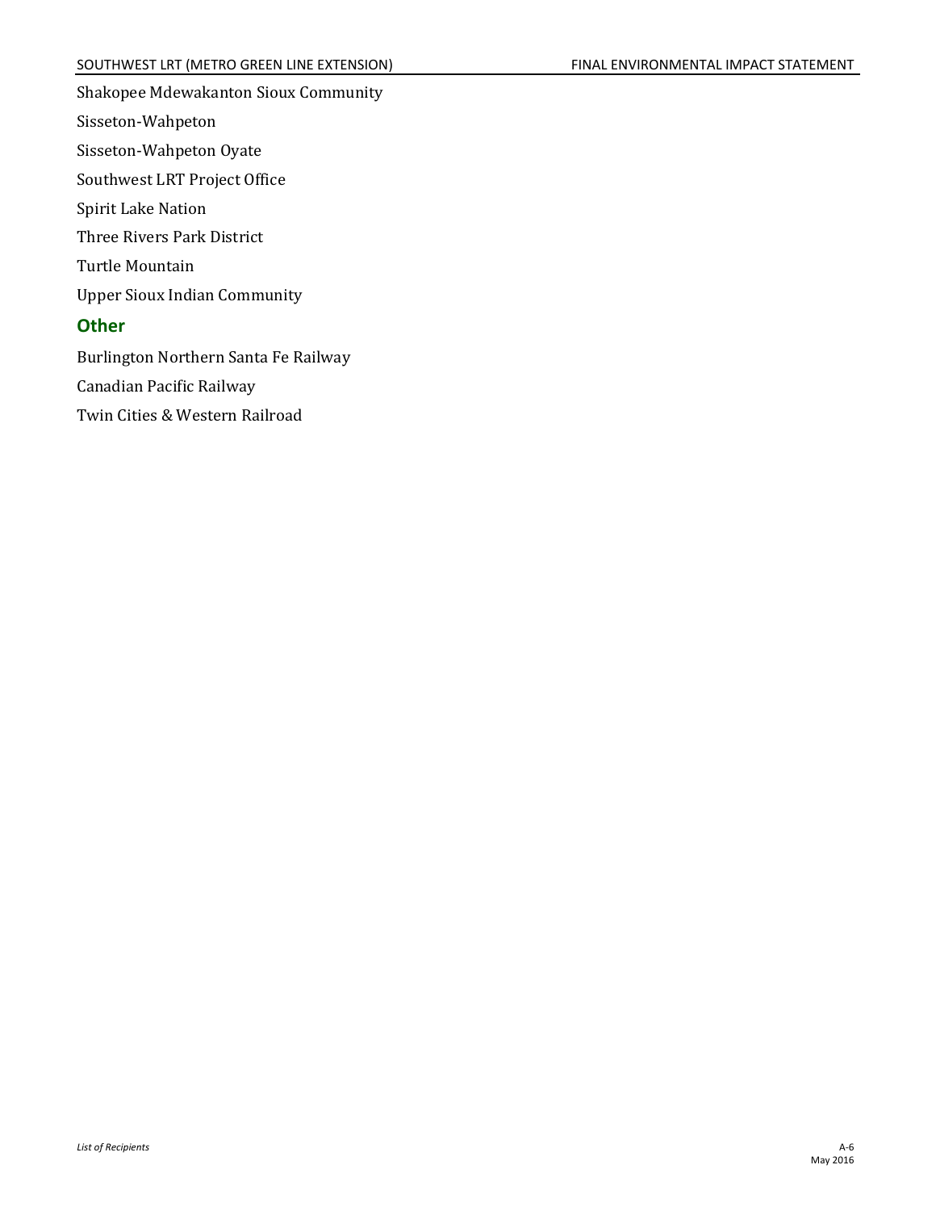Shakopee Mdewakanton Sioux Community

Sisseton-Wahpeton

Sisseton-Wahpeton Oyate

Southwest LRT Project Office

Spirit Lake Nation

Three Rivers Park District

Turtle Mountain

Upper Sioux Indian Community

## Other

Burlington Northern Santa Fe Railway

Canadian Pacific Railway

Twin Cities & Western Railroad